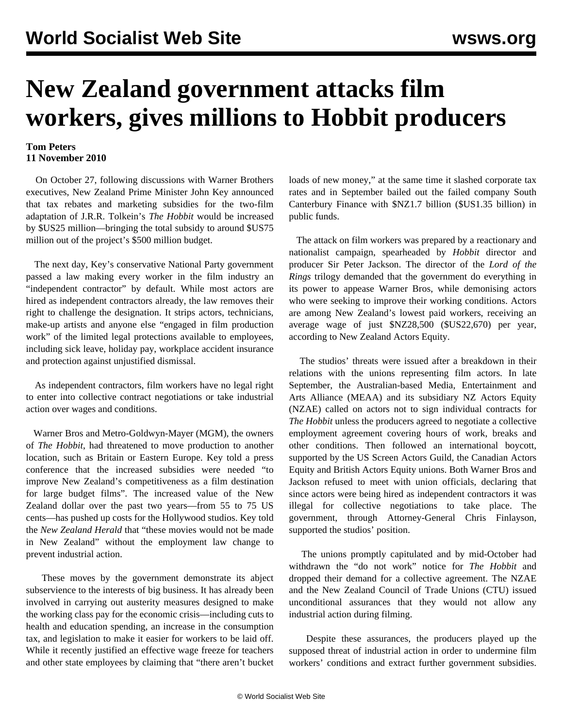# New Zealand government attacks film workers, gives millions to Hobbit producers

**Tom Peters**
**11 November 2010**

On October 27, following discussions with Warner Brothers executives, New Zealand Prime Minister John Key announced that tax rebates and marketing subsidies for the two-film adaptation of J.R.R. Tolkein's *The Hobbit* would be increased by $US25 million—bringing the total subsidy to around $US75 million out of the project's $500 million budget.

The next day, Key's conservative National Party government passed a law making every worker in the film industry an "independent contractor" by default. While most actors are hired as independent contractors already, the law removes their right to challenge the designation. It strips actors, technicians, make-up artists and anyone else "engaged in film production work" of the limited legal protections available to employees, including sick leave, holiday pay, workplace accident insurance and protection against unjustified dismissal.

As independent contractors, film workers have no legal right to enter into collective contract negotiations or take industrial action over wages and conditions.

Warner Bros and Metro-Goldwyn-Mayer (MGM), the owners of *The Hobbit*, had threatened to move production to another location, such as Britain or Eastern Europe. Key told a press conference that the increased subsidies were needed "to improve New Zealand's competitiveness as a film destination for large budget films". The increased value of the New Zealand dollar over the past two years—from 55 to 75 US cents—has pushed up costs for the Hollywood studios. Key told the *New Zealand Herald* that "these movies would not be made in New Zealand" without the employment law change to prevent industrial action.

These moves by the government demonstrate its abject subservience to the interests of big business. It has already been involved in carrying out austerity measures designed to make the working class pay for the economic crisis—including cuts to health and education spending, an increase in the consumption tax, and legislation to make it easier for workers to be laid off. While it recently justified an effective wage freeze for teachers and other state employees by claiming that "there aren't bucket loads of new money," at the same time it slashed corporate tax rates and in September bailed out the failed company South Canterbury Finance with $NZ1.7 billion ($US1.35 billion) in public funds.

The attack on film workers was prepared by a reactionary and nationalist campaign, spearheaded by *Hobbit* director and producer Sir Peter Jackson. The director of the *Lord of the Rings* trilogy demanded that the government do everything in its power to appease Warner Bros, while demonising actors who were seeking to improve their working conditions. Actors are among New Zealand's lowest paid workers, receiving an average wage of just $NZ28,500 ($US22,670) per year, according to New Zealand Actors Equity.

The studios' threats were issued after a breakdown in their relations with the unions representing film actors. In late September, the Australian-based Media, Entertainment and Arts Alliance (MEAA) and its subsidiary NZ Actors Equity (NZAE) called on actors not to sign individual contracts for *The Hobbit* unless the producers agreed to negotiate a collective employment agreement covering hours of work, breaks and other conditions. Then followed an international boycott, supported by the US Screen Actors Guild, the Canadian Actors Equity and British Actors Equity unions. Both Warner Bros and Jackson refused to meet with union officials, declaring that since actors were being hired as independent contractors it was illegal for collective negotiations to take place. The government, through Attorney-General Chris Finlayson, supported the studios' position.

The unions promptly capitulated and by mid-October had withdrawn the "do not work" notice for *The Hobbit* and dropped their demand for a collective agreement. The NZAE and the New Zealand Council of Trade Unions (CTU) issued unconditional assurances that they would not allow any industrial action during filming.

Despite these assurances, the producers played up the supposed threat of industrial action in order to undermine film workers' conditions and extract further government subsidies.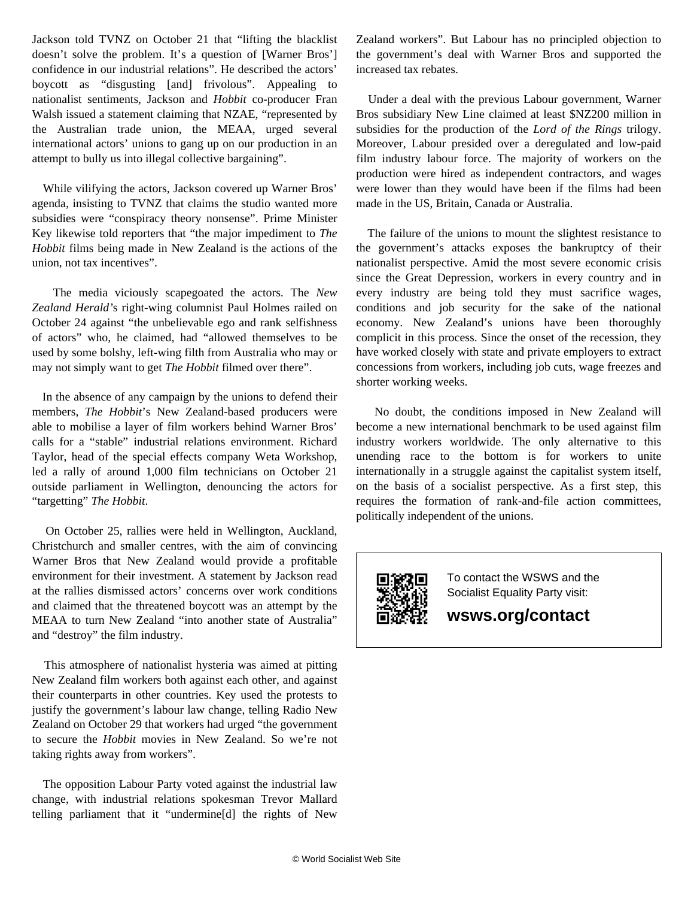Jackson told TVNZ on October 21 that "lifting the blacklist doesn't solve the problem. It's a question of [Warner Bros'] confidence in our industrial relations". He described the actors' boycott as "disgusting [and] frivolous". Appealing to nationalist sentiments, Jackson and *Hobbit* co-producer Fran Walsh issued a statement claiming that NZAE, "represented by the Australian trade union, the MEAA, urged several international actors' unions to gang up on our production in an attempt to bully us into illegal collective bargaining".

While vilifying the actors, Jackson covered up Warner Bros' agenda, insisting to TVNZ that claims the studio wanted more subsidies were "conspiracy theory nonsense". Prime Minister Key likewise told reporters that "the major impediment to *The Hobbit* films being made in New Zealand is the actions of the union, not tax incentives".

The media viciously scapegoated the actors. The *New Zealand Herald*'s right-wing columnist Paul Holmes railed on October 24 against "the unbelievable ego and rank selfishness of actors" who, he claimed, had "allowed themselves to be used by some bolshy, left-wing filth from Australia who may or may not simply want to get *The Hobbit* filmed over there".

In the absence of any campaign by the unions to defend their members, *The Hobbit*'s New Zealand-based producers were able to mobilise a layer of film workers behind Warner Bros' calls for a "stable" industrial relations environment. Richard Taylor, head of the special effects company Weta Workshop, led a rally of around 1,000 film technicians on October 21 outside parliament in Wellington, denouncing the actors for "targetting" *The Hobbit*.

On October 25, rallies were held in Wellington, Auckland, Christchurch and smaller centres, with the aim of convincing Warner Bros that New Zealand would provide a profitable environment for their investment. A statement by Jackson read at the rallies dismissed actors' concerns over work conditions and claimed that the threatened boycott was an attempt by the MEAA to turn New Zealand "into another state of Australia" and "destroy" the film industry.

This atmosphere of nationalist hysteria was aimed at pitting New Zealand film workers both against each other, and against their counterparts in other countries. Key used the protests to justify the government's labour law change, telling Radio New Zealand on October 29 that workers had urged "the government to secure the *Hobbit* movies in New Zealand. So we're not taking rights away from workers".

The opposition Labour Party voted against the industrial law change, with industrial relations spokesman Trevor Mallard telling parliament that it "undermine[d] the rights of New Zealand workers". But Labour has no principled objection to the government's deal with Warner Bros and supported the increased tax rebates.

Under a deal with the previous Labour government, Warner Bros subsidiary New Line claimed at least $NZ200 million in subsidies for the production of the *Lord of the Rings* trilogy. Moreover, Labour presided over a deregulated and low-paid film industry labour force. The majority of workers on the production were hired as independent contractors, and wages were lower than they would have been if the films had been made in the US, Britain, Canada or Australia.

The failure of the unions to mount the slightest resistance to the government's attacks exposes the bankruptcy of their nationalist perspective. Amid the most severe economic crisis since the Great Depression, workers in every country and in every industry are being told they must sacrifice wages, conditions and job security for the sake of the national economy. New Zealand's unions have been thoroughly complicit in this process. Since the onset of the recession, they have worked closely with state and private employers to extract concessions from workers, including job cuts, wage freezes and shorter working weeks.

No doubt, the conditions imposed in New Zealand will become a new international benchmark to be used against film industry workers worldwide. The only alternative to this unending race to the bottom is for workers to unite internationally in a struggle against the capitalist system itself, on the basis of a socialist perspective. As a first step, this requires the formation of rank-and-file action committees, politically independent of the unions.

To contact the WSWS and the Socialist Equality Party visit:

**wsws.org/contact**